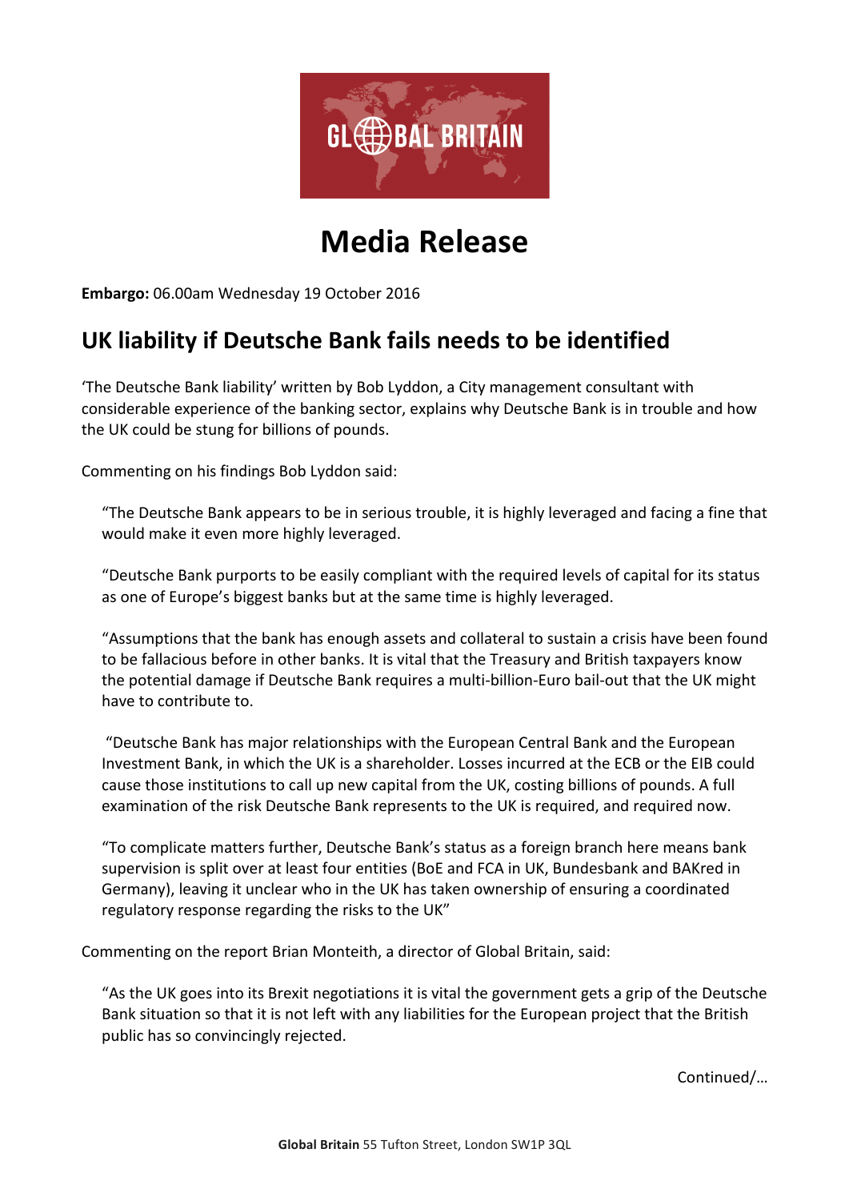GLOBAL BRITAIN

# Media Release

**Embargo:** 06.00am Wednesday 19 October 2016

## UK liability if Deutsche Bank fails needs to be identified

'The Deutsche Bank liability' written by Bob Lyddon, a City management consultant with considerable experience of the banking sector, explains why Deutsche Bank is in trouble and how the UK could be stung for billions of pounds.

Commenting on his findings Bob Lyddon said:

> "The Deutsche Bank appears to be in serious trouble, it is highly leveraged and facing a fine that would make it even more highly leveraged.
>
> "Deutsche Bank purports to be easily compliant with the required levels of capital for its status as one of Europe's biggest banks but at the same time is highly leveraged.
>
> "Assumptions that the bank has enough assets and collateral to sustain a crisis have been found to be fallacious before in other banks. It is vital that the Treasury and British taxpayers know the potential damage if Deutsche Bank requires a multi-billion-Euro bail-out that the UK might have to contribute to.
>
> "Deutsche Bank has major relationships with the European Central Bank and the European Investment Bank, in which the UK is a shareholder. Losses incurred at the ECB or the EIB could cause those institutions to call up new capital from the UK, costing billions of pounds. A full examination of the risk Deutsche Bank represents to the UK is required, and required now.
>
> "To complicate matters further, Deutsche Bank's status as a foreign branch here means bank supervision is split over at least four entities (BoE and FCA in UK, Bundesbank and BAKred in Germany), leaving it unclear who in the UK has taken ownership of ensuring a coordinated regulatory response regarding the risks to the UK"

Commenting on the report Brian Monteith, a director of Global Britain, said:

> "As the UK goes into its Brexit negotiations it is vital the government gets a grip of the Deutsche Bank situation so that it is not left with any liabilities for the European project that the British public has so convincingly rejected.

Continued/…

**Global Britain** 55 Tufton Street, London SW1P 3QL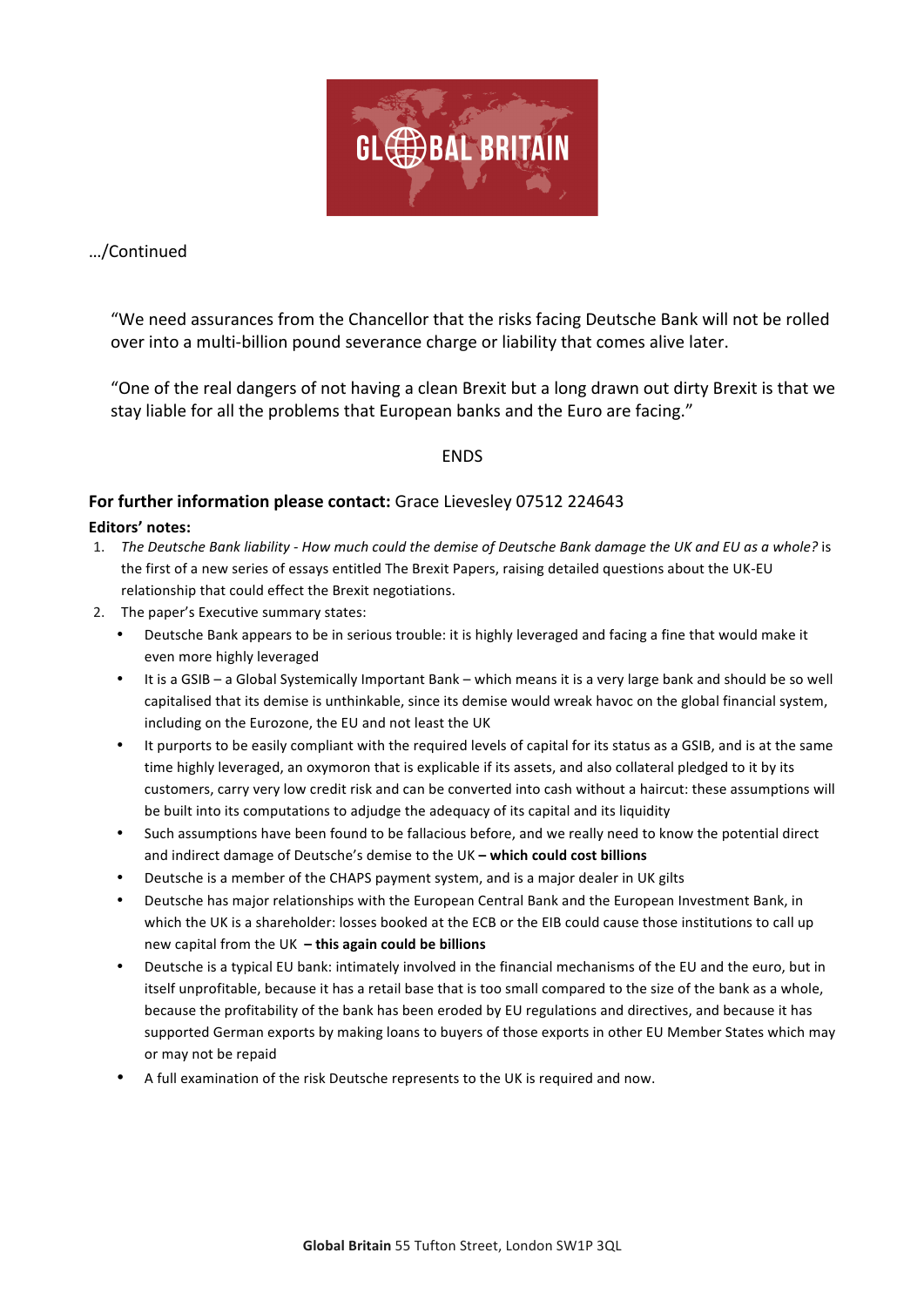…/Continued

"We need assurances from the Chancellor that the risks facing Deutsche Bank will not be rolled over into a multi-billion pound severance charge or liability that comes alive later.

"One of the real dangers of not having a clean Brexit but a long drawn out dirty Brexit is that we stay liable for all the problems that European banks and the Euro are facing."

ENDS

**For further information please contact:** Grace Lievesley 07512 224643

**Editors' notes:**

1. *The Deutsche Bank liability - How much could the demise of Deutsche Bank damage the UK and EU as a whole?* is the first of a new series of essays entitled The Brexit Papers, raising detailed questions about the UK-EU relationship that could effect the Brexit negotiations.
2. The paper's Executive summary states:
   - Deutsche Bank appears to be in serious trouble: it is highly leveraged and facing a fine that would make it even more highly leveraged
   - It is a GSIB – a Global Systemically Important Bank – which means it is a very large bank and should be so well capitalised that its demise is unthinkable, since its demise would wreak havoc on the global financial system, including on the Eurozone, the EU and not least the UK
   - It purports to be easily compliant with the required levels of capital for its status as a GSIB, and is at the same time highly leveraged, an oxymoron that is explicable if its assets, and also collateral pledged to it by its customers, carry very low credit risk and can be converted into cash without a haircut: these assumptions will be built into its computations to adjudge the adequacy of its capital and its liquidity
   - Such assumptions have been found to be fallacious before, and we really need to know the potential direct and indirect damage of Deutsche's demise to the UK **– which could cost billions**
   - Deutsche is a member of the CHAPS payment system, and is a major dealer in UK gilts
   - Deutsche has major relationships with the European Central Bank and the European Investment Bank, in which the UK is a shareholder: losses booked at the ECB or the EIB could cause those institutions to call up new capital from the UK **– this again could be billions**
   - Deutsche is a typical EU bank: intimately involved in the financial mechanisms of the EU and the euro, but in itself unprofitable, because it has a retail base that is too small compared to the size of the bank as a whole, because the profitability of the bank has been eroded by EU regulations and directives, and because it has supported German exports by making loans to buyers of those exports in other EU Member States which may or may not be repaid
   - A full examination of the risk Deutsche represents to the UK is required and now.

**Global Britain** 55 Tufton Street, London SW1P 3QL